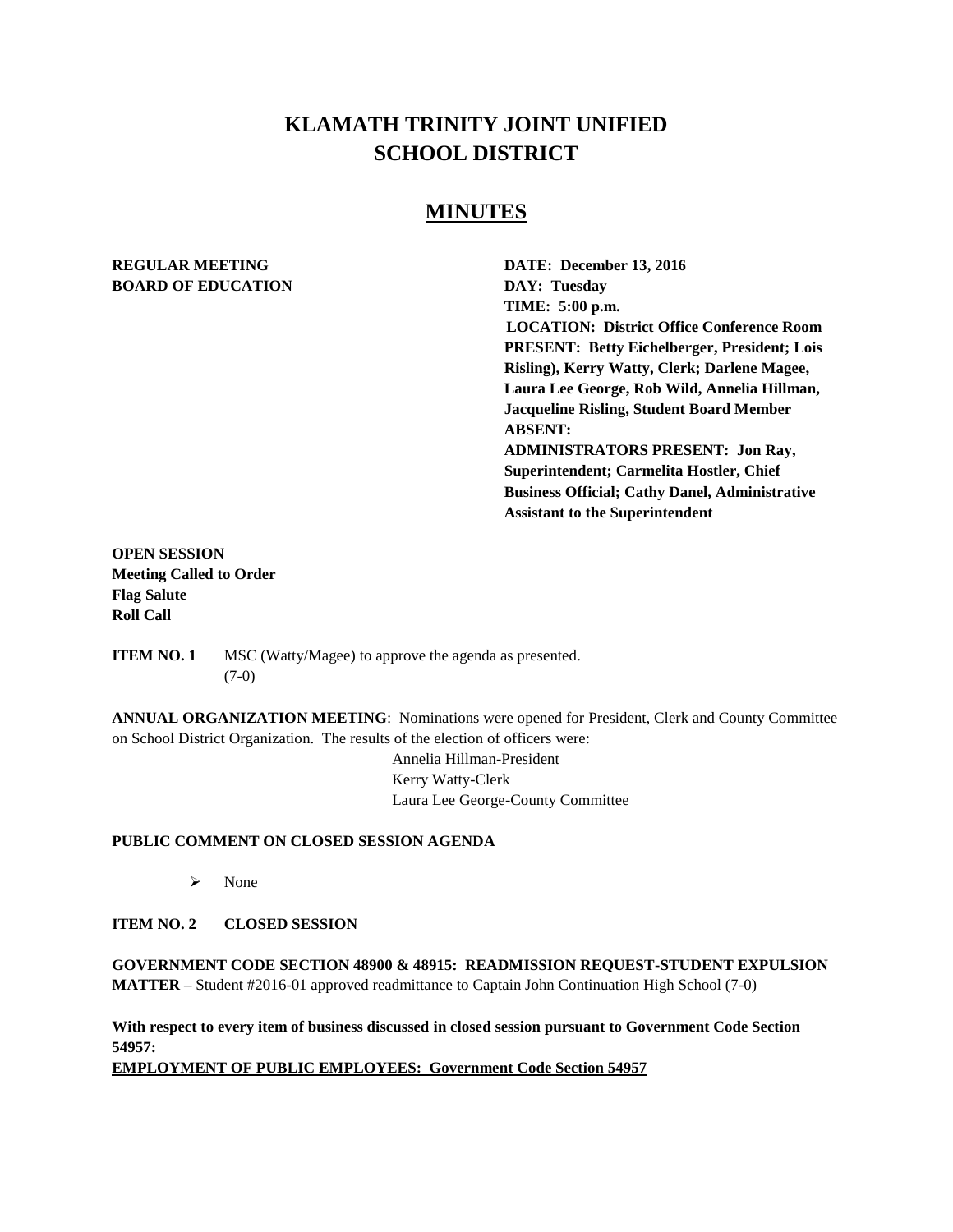# KLAMATH TRINITY JOINT UNIFIED SCHOOL DISTRICT

## MINUTES

**REGULAR MEETING**
**BOARD OF EDUCATION**

**DATE: December 13, 2016**
**DAY: Tuesday**
**TIME: 5:00 p.m.**
**LOCATION: District Office Conference Room**
**PRESENT: Betty Eichelberger, President; Lois Risling), Kerry Watty, Clerk; Darlene Magee, Laura Lee George, Rob Wild, Annelia Hillman, Jacqueline Risling, Student Board Member**
**ABSENT:**
**ADMINISTRATORS PRESENT: Jon Ray, Superintendent; Carmelita Hostler, Chief Business Official; Cathy Danel, Administrative Assistant to the Superintendent**

**OPEN SESSION**
**Meeting Called to Order**
**Flag Salute**
**Roll Call**

**ITEM NO. 1** MSC (Watty/Magee) to approve the agenda as presented. (7-0)

**ANNUAL ORGANIZATION MEETING**: Nominations were opened for President, Clerk and County Committee on School District Organization. The results of the election of officers were:

Annelia Hillman-President
Kerry Watty-Clerk
Laura Lee George-County Committee

**PUBLIC COMMENT ON CLOSED SESSION AGENDA**

- None

**ITEM NO. 2 CLOSED SESSION**

**GOVERNMENT CODE SECTION 48900 & 48915: READMISSION REQUEST-STUDENT EXPULSION MATTER –** Student #2016-01 approved readmittance to Captain John Continuation High School (7-0)

**With respect to every item of business discussed in closed session pursuant to Government Code Section 54957:**

**EMPLOYMENT OF PUBLIC EMPLOYEES: Government Code Section 54957**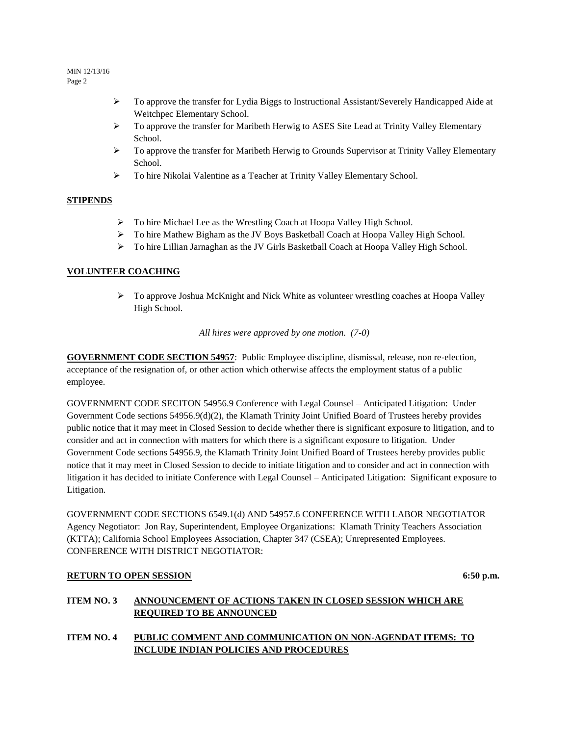- To approve the transfer for Lydia Biggs to Instructional Assistant/Severely Handicapped Aide at Weitchpec Elementary School.
- To approve the transfer for Maribeth Herwig to ASES Site Lead at Trinity Valley Elementary School.
- To approve the transfer for Maribeth Herwig to Grounds Supervisor at Trinity Valley Elementary School.
- To hire Nikolai Valentine as a Teacher at Trinity Valley Elementary School.

**STIPENDS**

- To hire Michael Lee as the Wrestling Coach at Hoopa Valley High School.
- To hire Mathew Bigham as the JV Boys Basketball Coach at Hoopa Valley High School.
- To hire Lillian Jarnaghan as the JV Girls Basketball Coach at Hoopa Valley High School.

**VOLUNTEER COACHING**

- To approve Joshua McKnight and Nick White as volunteer wrestling coaches at Hoopa Valley High School.

*All hires were approved by one motion. (7-0)*

**GOVERNMENT CODE SECTION 54957**: Public Employee discipline, dismissal, release, non re-election, acceptance of the resignation of, or other action which otherwise affects the employment status of a public employee.

GOVERNMENT CODE SECITON 54956.9 Conference with Legal Counsel – Anticipated Litigation: Under Government Code sections 54956.9(d)(2), the Klamath Trinity Joint Unified Board of Trustees hereby provides public notice that it may meet in Closed Session to decide whether there is significant exposure to litigation, and to consider and act in connection with matters for which there is a significant exposure to litigation. Under Government Code sections 54956.9, the Klamath Trinity Joint Unified Board of Trustees hereby provides public notice that it may meet in Closed Session to decide to initiate litigation and to consider and act in connection with litigation it has decided to initiate Conference with Legal Counsel – Anticipated Litigation: Significant exposure to Litigation.

GOVERNMENT CODE SECTIONS 6549.1(d) AND 54957.6 CONFERENCE WITH LABOR NEGOTIATOR Agency Negotiator: Jon Ray, Superintendent, Employee Organizations: Klamath Trinity Teachers Association (KTTA); California School Employees Association, Chapter 347 (CSEA); Unrepresented Employees. CONFERENCE WITH DISTRICT NEGOTIATOR:

**RETURN TO OPEN SESSION** **6:50 p.m.**

**ITEM NO. 3 ANNOUNCEMENT OF ACTIONS TAKEN IN CLOSED SESSION WHICH ARE REQUIRED TO BE ANNOUNCED**

**ITEM NO. 4 PUBLIC COMMENT AND COMMUNICATION ON NON-AGENDAT ITEMS: TO INCLUDE INDIAN POLICIES AND PROCEDURES**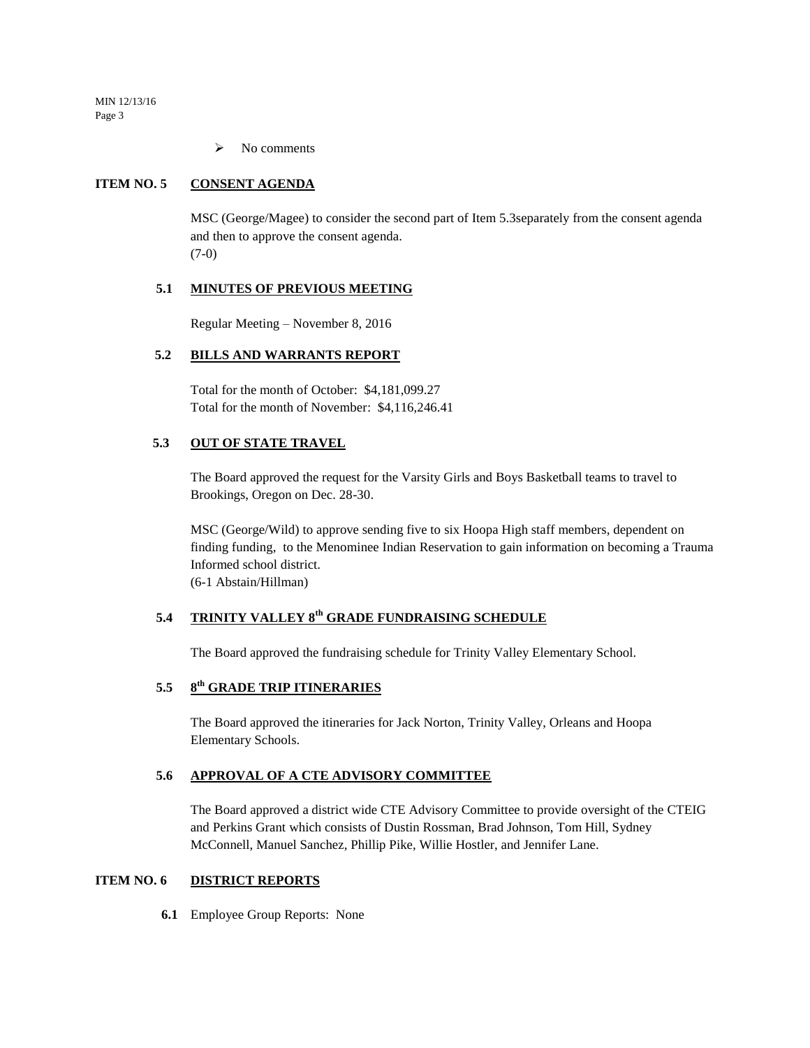- No comments

## ITEM NO. 5 CONSENT AGENDA

MSC (George/Magee) to consider the second part of Item 5.3separately from the consent agenda and then to approve the consent agenda.
(7-0)

### 5.1 MINUTES OF PREVIOUS MEETING

Regular Meeting – November 8, 2016

### 5.2 BILLS AND WARRANTS REPORT

Total for the month of October: $4,181,099.27
Total for the month of November: $4,116,246.41

### 5.3 OUT OF STATE TRAVEL

The Board approved the request for the Varsity Girls and Boys Basketball teams to travel to Brookings, Oregon on Dec. 28-30.

MSC (George/Wild) to approve sending five to six Hoopa High staff members, dependent on finding funding, to the Menominee Indian Reservation to gain information on becoming a Trauma Informed school district.
(6-1 Abstain/Hillman)

### 5.4 TRINITY VALLEY 8th GRADE FUNDRAISING SCHEDULE

The Board approved the fundraising schedule for Trinity Valley Elementary School.

### 5.5 8th GRADE TRIP ITINERARIES

The Board approved the itineraries for Jack Norton, Trinity Valley, Orleans and Hoopa Elementary Schools.

### 5.6 APPROVAL OF A CTE ADVISORY COMMITTEE

The Board approved a district wide CTE Advisory Committee to provide oversight of the CTEIG and Perkins Grant which consists of Dustin Rossman, Brad Johnson, Tom Hill, Sydney McConnell, Manuel Sanchez, Phillip Pike, Willie Hostler, and Jennifer Lane.

## ITEM NO. 6 DISTRICT REPORTS

**6.1** Employee Group Reports: None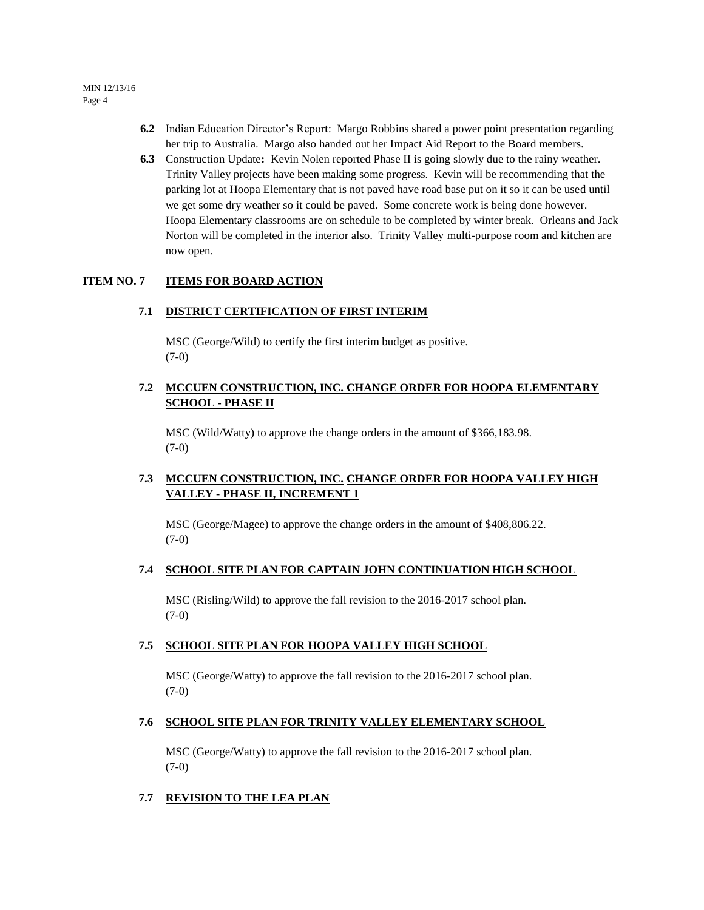**6.2** Indian Education Director's Report: Margo Robbins shared a power point presentation regarding her trip to Australia. Margo also handed out her Impact Aid Report to the Board members.

**6.3** Construction Update**:** Kevin Nolen reported Phase II is going slowly due to the rainy weather. Trinity Valley projects have been making some progress. Kevin will be recommending that the parking lot at Hoopa Elementary that is not paved have road base put on it so it can be used until we get some dry weather so it could be paved. Some concrete work is being done however. Hoopa Elementary classrooms are on schedule to be completed by winter break. Orleans and Jack Norton will be completed in the interior also. Trinity Valley multi-purpose room and kitchen are now open.

## ITEM NO. 7 ITEMS FOR BOARD ACTION

### 7.1 DISTRICT CERTIFICATION OF FIRST INTERIM

MSC (George/Wild) to certify the first interim budget as positive.
(7-0)

### 7.2 MCCUEN CONSTRUCTION, INC. CHANGE ORDER FOR HOOPA ELEMENTARY SCHOOL - PHASE II

MSC (Wild/Watty) to approve the change orders in the amount of $366,183.98.
(7-0)

### 7.3 MCCUEN CONSTRUCTION, INC. CHANGE ORDER FOR HOOPA VALLEY HIGH VALLEY - PHASE II, INCREMENT 1

MSC (George/Magee) to approve the change orders in the amount of $408,806.22.
(7-0)

### 7.4 SCHOOL SITE PLAN FOR CAPTAIN JOHN CONTINUATION HIGH SCHOOL

MSC (Risling/Wild) to approve the fall revision to the 2016-2017 school plan.
(7-0)

### 7.5 SCHOOL SITE PLAN FOR HOOPA VALLEY HIGH SCHOOL

MSC (George/Watty) to approve the fall revision to the 2016-2017 school plan.
(7-0)

### 7.6 SCHOOL SITE PLAN FOR TRINITY VALLEY ELEMENTARY SCHOOL

MSC (George/Watty) to approve the fall revision to the 2016-2017 school plan.
(7-0)

### 7.7 REVISION TO THE LEA PLAN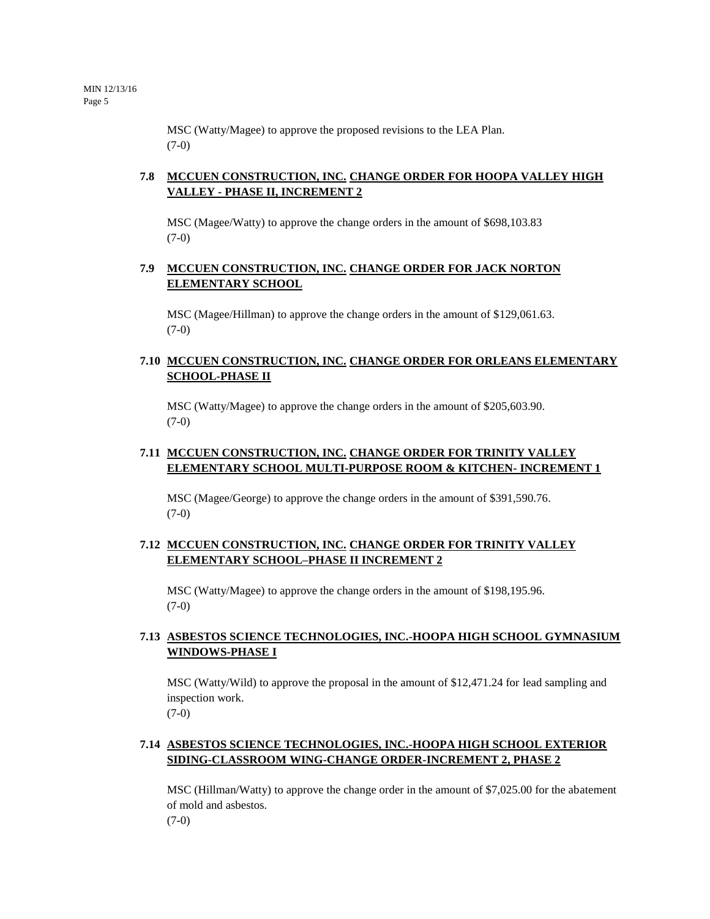MSC (Watty/Magee) to approve the proposed revisions to the LEA Plan.
(7-0)

### 7.8 MCCUEN CONSTRUCTION, INC. CHANGE ORDER FOR HOOPA VALLEY HIGH VALLEY - PHASE II, INCREMENT 2

MSC (Magee/Watty) to approve the change orders in the amount of $698,103.83
(7-0)

### 7.9 MCCUEN CONSTRUCTION, INC. CHANGE ORDER FOR JACK NORTON ELEMENTARY SCHOOL

MSC (Magee/Hillman) to approve the change orders in the amount of $129,061.63.
(7-0)

### 7.10 MCCUEN CONSTRUCTION, INC. CHANGE ORDER FOR ORLEANS ELEMENTARY SCHOOL-PHASE II

MSC (Watty/Magee) to approve the change orders in the amount of $205,603.90.
(7-0)

### 7.11 MCCUEN CONSTRUCTION, INC. CHANGE ORDER FOR TRINITY VALLEY ELEMENTARY SCHOOL MULTI-PURPOSE ROOM & KITCHEN- INCREMENT 1

MSC (Magee/George) to approve the change orders in the amount of $391,590.76.
(7-0)

### 7.12 MCCUEN CONSTRUCTION, INC. CHANGE ORDER FOR TRINITY VALLEY ELEMENTARY SCHOOL–PHASE II INCREMENT 2

MSC (Watty/Magee) to approve the change orders in the amount of $198,195.96.
(7-0)

### 7.13 ASBESTOS SCIENCE TECHNOLOGIES, INC.-HOOPA HIGH SCHOOL GYMNASIUM WINDOWS-PHASE I

MSC (Watty/Wild) to approve the proposal in the amount of $12,471.24 for lead sampling and inspection work.
(7-0)

### 7.14 ASBESTOS SCIENCE TECHNOLOGIES, INC.-HOOPA HIGH SCHOOL EXTERIOR SIDING-CLASSROOM WING-CHANGE ORDER-INCREMENT 2, PHASE 2

MSC (Hillman/Watty) to approve the change order in the amount of $7,025.00 for the abatement of mold and asbestos.
(7-0)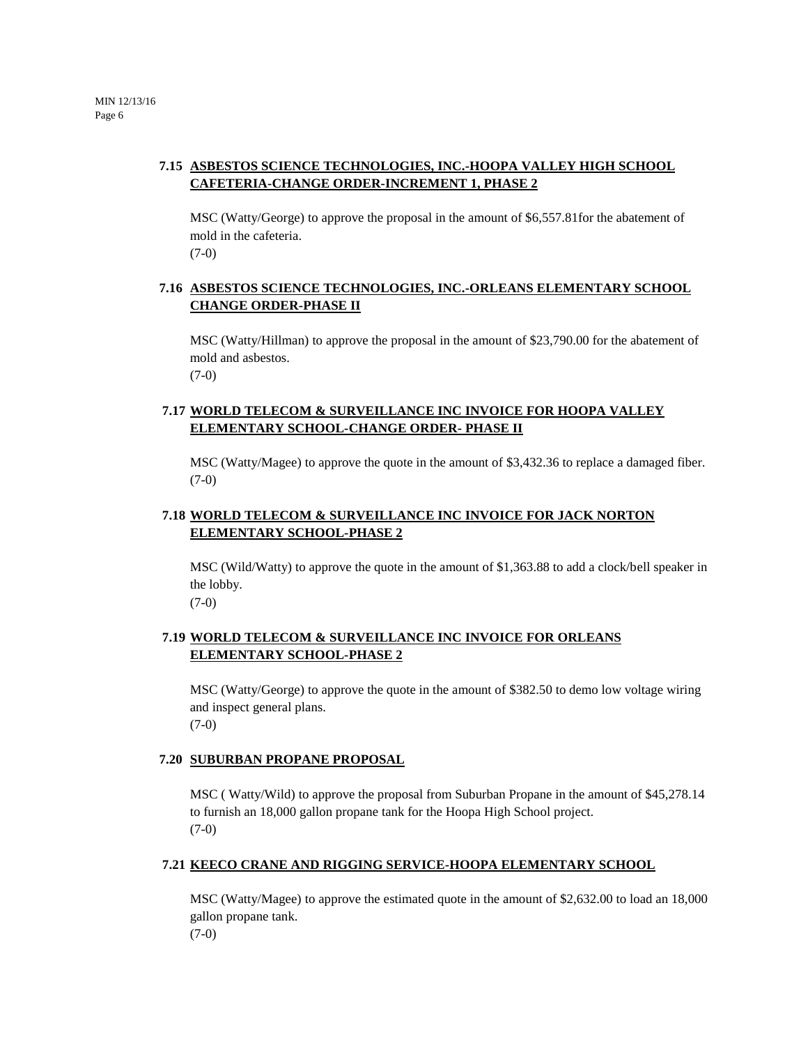### 7.15 ASBESTOS SCIENCE TECHNOLOGIES, INC.-HOOPA VALLEY HIGH SCHOOL CAFETERIA-CHANGE ORDER-INCREMENT 1, PHASE 2

MSC (Watty/George) to approve the proposal in the amount of $6,557.81for the abatement of mold in the cafeteria.
(7-0)

### 7.16 ASBESTOS SCIENCE TECHNOLOGIES, INC.-ORLEANS ELEMENTARY SCHOOL CHANGE ORDER-PHASE II

MSC (Watty/Hillman) to approve the proposal in the amount of $23,790.00 for the abatement of mold and asbestos.
(7-0)

### 7.17 WORLD TELECOM & SURVEILLANCE INC INVOICE FOR HOOPA VALLEY ELEMENTARY SCHOOL-CHANGE ORDER- PHASE II

MSC (Watty/Magee) to approve the quote in the amount of $3,432.36 to replace a damaged fiber.
(7-0)

### 7.18 WORLD TELECOM & SURVEILLANCE INC INVOICE FOR JACK NORTON ELEMENTARY SCHOOL-PHASE 2

MSC (Wild/Watty) to approve the quote in the amount of $1,363.88 to add a clock/bell speaker in the lobby.
(7-0)

### 7.19 WORLD TELECOM & SURVEILLANCE INC INVOICE FOR ORLEANS ELEMENTARY SCHOOL-PHASE 2

MSC (Watty/George) to approve the quote in the amount of $382.50 to demo low voltage wiring and inspect general plans.
(7-0)

### 7.20 SUBURBAN PROPANE PROPOSAL

MSC ( Watty/Wild) to approve the proposal from Suburban Propane in the amount of $45,278.14 to furnish an 18,000 gallon propane tank for the Hoopa High School project.
(7-0)

### 7.21 KEECO CRANE AND RIGGING SERVICE-HOOPA ELEMENTARY SCHOOL

MSC (Watty/Magee) to approve the estimated quote in the amount of $2,632.00 to load an 18,000 gallon propane tank.
(7-0)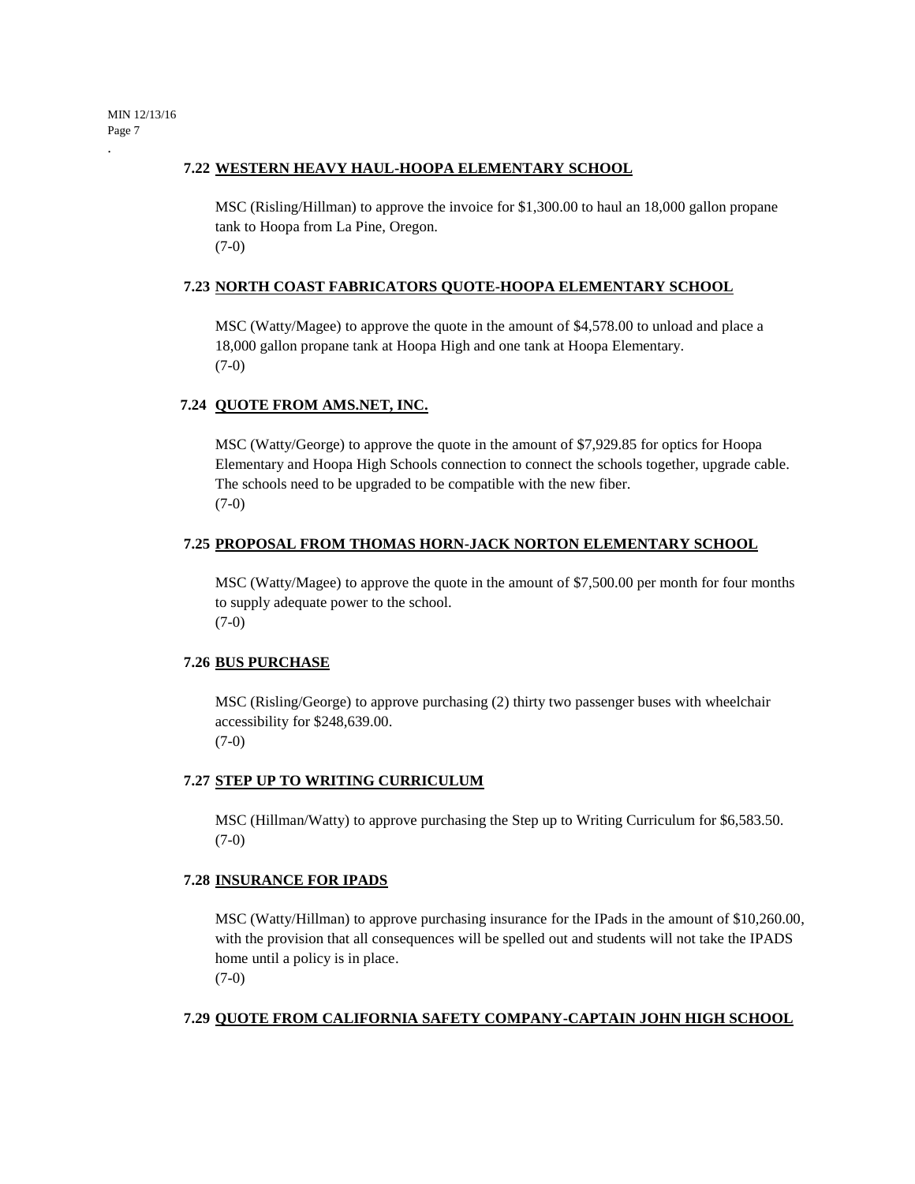### 7.22 WESTERN HEAVY HAUL-HOOPA ELEMENTARY SCHOOL

MSC (Risling/Hillman) to approve the invoice for $1,300.00 to haul an 18,000 gallon propane tank to Hoopa from La Pine, Oregon.
(7-0)

### 7.23 NORTH COAST FABRICATORS QUOTE-HOOPA ELEMENTARY SCHOOL

MSC (Watty/Magee) to approve the quote in the amount of $4,578.00 to unload and place a 18,000 gallon propane tank at Hoopa High and one tank at Hoopa Elementary.
(7-0)

### 7.24 QUOTE FROM AMS.NET, INC.

MSC (Watty/George) to approve the quote in the amount of $7,929.85 for optics for Hoopa Elementary and Hoopa High Schools connection to connect the schools together, upgrade cable. The schools need to be upgraded to be compatible with the new fiber.
(7-0)

### 7.25 PROPOSAL FROM THOMAS HORN-JACK NORTON ELEMENTARY SCHOOL

MSC (Watty/Magee) to approve the quote in the amount of $7,500.00 per month for four months to supply adequate power to the school.
(7-0)

### 7.26 BUS PURCHASE

MSC (Risling/George) to approve purchasing (2) thirty two passenger buses with wheelchair accessibility for $248,639.00.
(7-0)

### 7.27 STEP UP TO WRITING CURRICULUM

MSC (Hillman/Watty) to approve purchasing the Step up to Writing Curriculum for $6,583.50.
(7-0)

### 7.28 INSURANCE FOR IPADS

MSC (Watty/Hillman) to approve purchasing insurance for the IPads in the amount of $10,260.00, with the provision that all consequences will be spelled out and students will not take the IPADS home until a policy is in place.
(7-0)

### 7.29 QUOTE FROM CALIFORNIA SAFETY COMPANY-CAPTAIN JOHN HIGH SCHOOL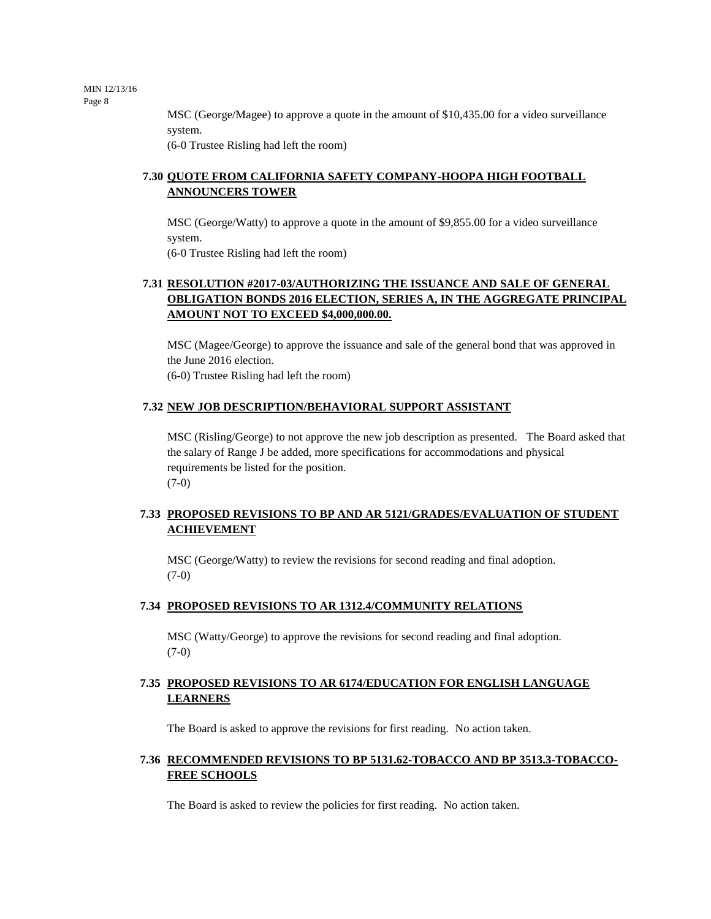MSC (George/Magee) to approve a quote in the amount of $10,435.00 for a video surveillance system.
(6-0 Trustee Risling had left the room)

### 7.30 QUOTE FROM CALIFORNIA SAFETY COMPANY-HOOPA HIGH FOOTBALL ANNOUNCERS TOWER

MSC (George/Watty) to approve a quote in the amount of $9,855.00 for a video surveillance system.
(6-0 Trustee Risling had left the room)

### 7.31 RESOLUTION #2017-03/AUTHORIZING THE ISSUANCE AND SALE OF GENERAL OBLIGATION BONDS 2016 ELECTION, SERIES A, IN THE AGGREGATE PRINCIPAL AMOUNT NOT TO EXCEED $4,000,000.00.

MSC (Magee/George) to approve the issuance and sale of the general bond that was approved in the June 2016 election.
(6-0) Trustee Risling had left the room)

### 7.32 NEW JOB DESCRIPTION/BEHAVIORAL SUPPORT ASSISTANT

MSC (Risling/George) to not approve the new job description as presented. The Board asked that the salary of Range J be added, more specifications for accommodations and physical requirements be listed for the position.
(7-0)

### 7.33 PROPOSED REVISIONS TO BP AND AR 5121/GRADES/EVALUATION OF STUDENT ACHIEVEMENT

MSC (George/Watty) to review the revisions for second reading and final adoption.
(7-0)

### 7.34 PROPOSED REVISIONS TO AR 1312.4/COMMUNITY RELATIONS

MSC (Watty/George) to approve the revisions for second reading and final adoption.
(7-0)

### 7.35 PROPOSED REVISIONS TO AR 6174/EDUCATION FOR ENGLISH LANGUAGE LEARNERS

The Board is asked to approve the revisions for first reading. No action taken.

### 7.36 RECOMMENDED REVISIONS TO BP 5131.62-TOBACCO AND BP 3513.3-TOBACCO-FREE SCHOOLS

The Board is asked to review the policies for first reading. No action taken.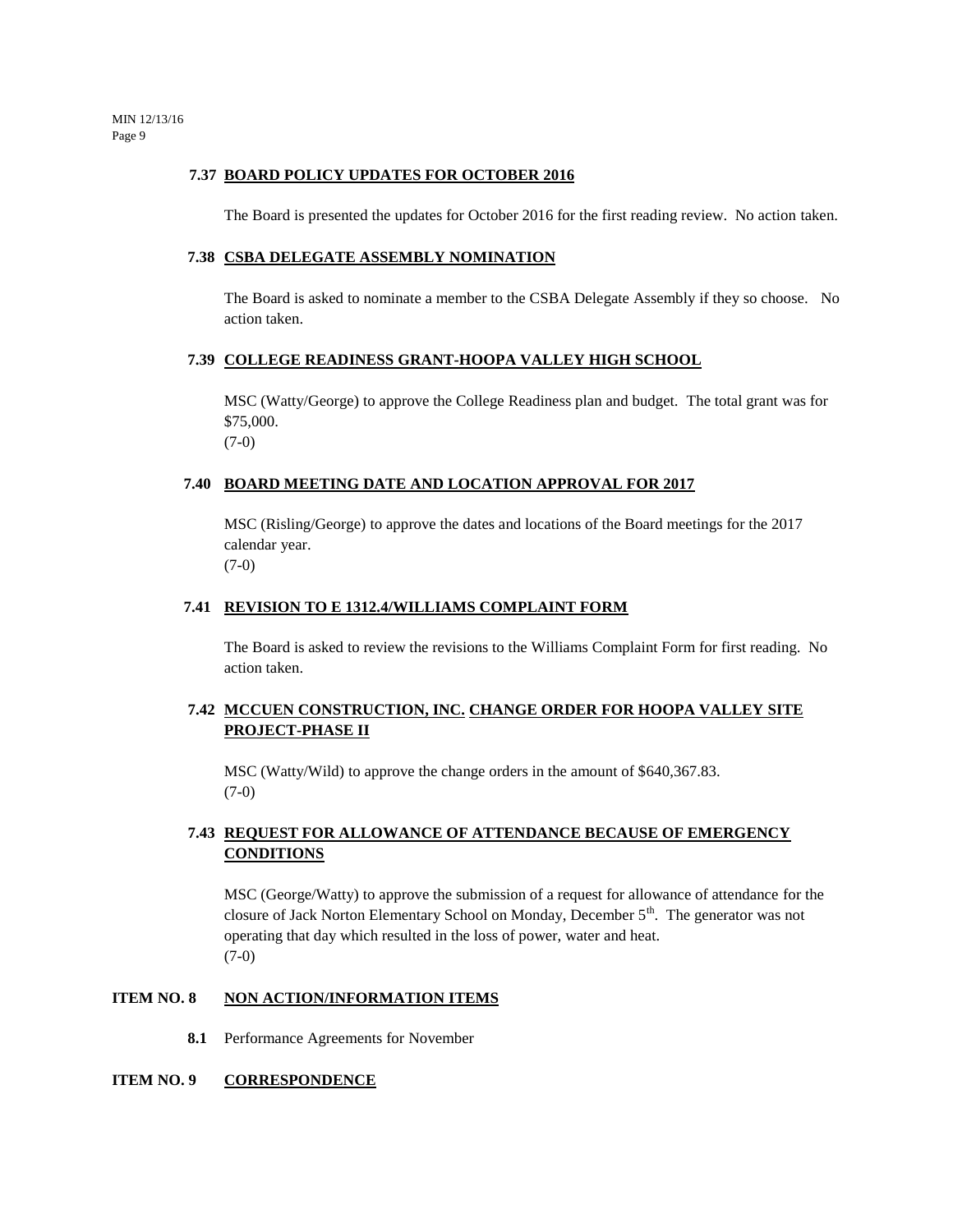**7.37 BOARD POLICY UPDATES FOR OCTOBER 2016**

The Board is presented the updates for October 2016 for the first reading review. No action taken.

**7.38 CSBA DELEGATE ASSEMBLY NOMINATION**

The Board is asked to nominate a member to the CSBA Delegate Assembly if they so choose. No action taken.

**7.39 COLLEGE READINESS GRANT-HOOPA VALLEY HIGH SCHOOL**

MSC (Watty/George) to approve the College Readiness plan and budget. The total grant was for $75,000.
(7-0)

**7.40 BOARD MEETING DATE AND LOCATION APPROVAL FOR 2017**

MSC (Risling/George) to approve the dates and locations of the Board meetings for the 2017 calendar year.
(7-0)

**7.41 REVISION TO E 1312.4/WILLIAMS COMPLAINT FORM**

The Board is asked to review the revisions to the Williams Complaint Form for first reading. No action taken.

**7.42 MCCUEN CONSTRUCTION, INC. CHANGE ORDER FOR HOOPA VALLEY SITE PROJECT-PHASE II**

MSC (Watty/Wild) to approve the change orders in the amount of $640,367.83.
(7-0)

**7.43 REQUEST FOR ALLOWANCE OF ATTENDANCE BECAUSE OF EMERGENCY CONDITIONS**

MSC (George/Watty) to approve the submission of a request for allowance of attendance for the closure of Jack Norton Elementary School on Monday, December 5th. The generator was not operating that day which resulted in the loss of power, water and heat.
(7-0)

**ITEM NO. 8 NON ACTION/INFORMATION ITEMS**

**8.1** Performance Agreements for November

**ITEM NO. 9 CORRESPONDENCE**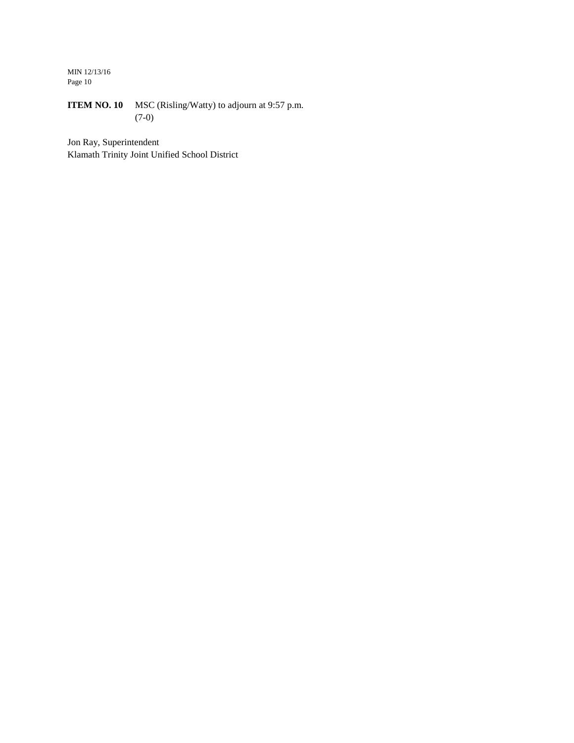**ITEM NO. 10** MSC (Risling/Watty) to adjourn at 9:57 p.m. (7-0)

Jon Ray, Superintendent
Klamath Trinity Joint Unified School District